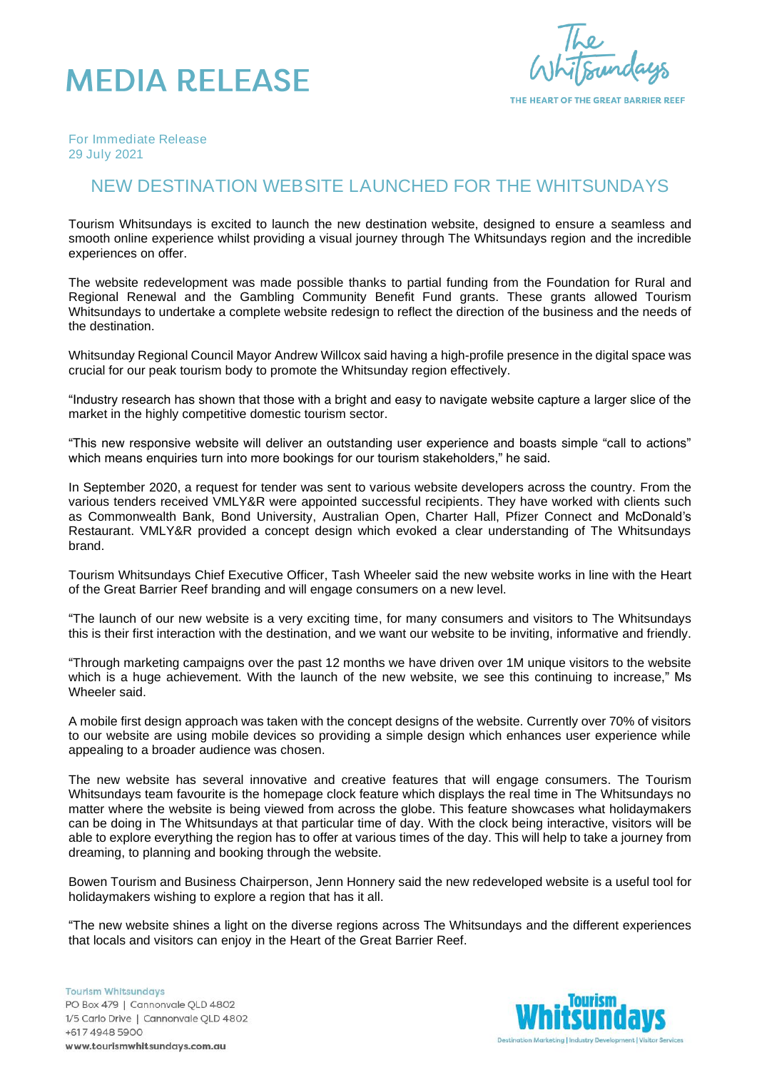# MEDIA RELEASE

For Immediate Release
29 July 2021

## NEW DESTINATION WEBSITE LAUNCHED FOR THE WHITSUNDAYS

Tourism Whitsundays is excited to launch the new destination website, designed to ensure a seamless and smooth online experience whilst providing a visual journey through The Whitsundays region and the incredible experiences on offer.

The website redevelopment was made possible thanks to partial funding from the Foundation for Rural and Regional Renewal and the Gambling Community Benefit Fund grants. These grants allowed Tourism Whitsundays to undertake a complete website redesign to reflect the direction of the business and the needs of the destination.

Whitsunday Regional Council Mayor Andrew Willcox said having a high-profile presence in the digital space was crucial for our peak tourism body to promote the Whitsunday region effectively.

"Industry research has shown that those with a bright and easy to navigate website capture a larger slice of the market in the highly competitive domestic tourism sector.

"This new responsive website will deliver an outstanding user experience and boasts simple "call to actions" which means enquiries turn into more bookings for our tourism stakeholders," he said.

In September 2020, a request for tender was sent to various website developers across the country. From the various tenders received VMLY&R were appointed successful recipients. They have worked with clients such as Commonwealth Bank, Bond University, Australian Open, Charter Hall, Pfizer Connect and McDonald's Restaurant. VMLY&R provided a concept design which evoked a clear understanding of The Whitsundays brand.

Tourism Whitsundays Chief Executive Officer, Tash Wheeler said the new website works in line with the Heart of the Great Barrier Reef branding and will engage consumers on a new level.

"The launch of our new website is a very exciting time, for many consumers and visitors to The Whitsundays this is their first interaction with the destination, and we want our website to be inviting, informative and friendly.

"Through marketing campaigns over the past 12 months we have driven over 1M unique visitors to the website which is a huge achievement. With the launch of the new website, we see this continuing to increase," Ms Wheeler said.

A mobile first design approach was taken with the concept designs of the website. Currently over 70% of visitors to our website are using mobile devices so providing a simple design which enhances user experience while appealing to a broader audience was chosen.

The new website has several innovative and creative features that will engage consumers. The Tourism Whitsundays team favourite is the homepage clock feature which displays the real time in The Whitsundays no matter where the website is being viewed from across the globe. This feature showcases what holidaymakers can be doing in The Whitsundays at that particular time of day. With the clock being interactive, visitors will be able to explore everything the region has to offer at various times of the day. This will help to take a journey from dreaming, to planning and booking through the website.

Bowen Tourism and Business Chairperson, Jenn Honnery said the new redeveloped website is a useful tool for holidaymakers wishing to explore a region that has it all.

"The new website shines a light on the diverse regions across The Whitsundays and the different experiences that locals and visitors can enjoy in the Heart of the Great Barrier Reef.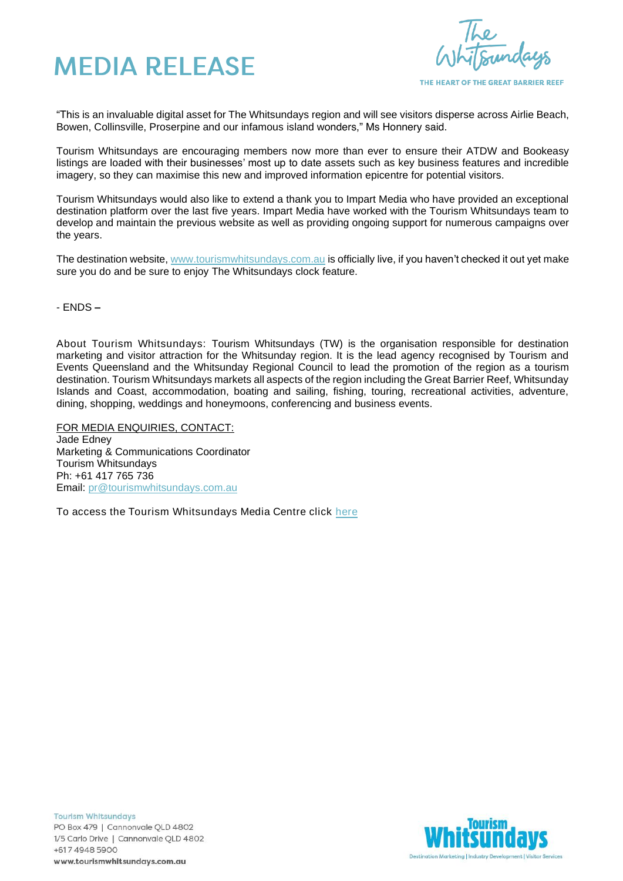"This is an invaluable digital asset for The Whitsundays region and will see visitors disperse across Airlie Beach, Bowen, Collinsville, Proserpine and our infamous island wonders," Ms Honnery said.

Tourism Whitsundays are encouraging members now more than ever to ensure their ATDW and Bookeasy listings are loaded with their businesses' most up to date assets such as key business features and incredible imagery, so they can maximise this new and improved information epicentre for potential visitors.

Tourism Whitsundays would also like to extend a thank you to Impart Media who have provided an exceptional destination platform over the last five years. Impart Media have worked with the Tourism Whitsundays team to develop and maintain the previous website as well as providing ongoing support for numerous campaigns over the years.

The destination website, [www.tourismwhitsundays.com.au](http://www.tourismwhitsundays.com.au) is officially live, if you haven't checked it out yet make sure you do and be sure to enjoy The Whitsundays clock feature.

- ENDS –

About Tourism Whitsundays: Tourism Whitsundays (TW) is the organisation responsible for destination marketing and visitor attraction for the Whitsunday region. It is the lead agency recognised by Tourism and Events Queensland and the Whitsunday Regional Council to lead the promotion of the region as a tourism destination. Tourism Whitsundays markets all aspects of the region including the Great Barrier Reef, Whitsunday Islands and Coast, accommodation, boating and sailing, fishing, touring, recreational activities, adventure, dining, shopping, weddings and honeymoons, conferencing and business events.

FOR MEDIA ENQUIRIES, CONTACT:
Jade Edney
Marketing & Communications Coordinator
Tourism Whitsundays
Ph: +61 417 765 736
Email: [pr@tourismwhitsundays.com.au](mailto:pr@tourismwhitsundays.com.au)

To access the Tourism Whitsundays Media Centre click here